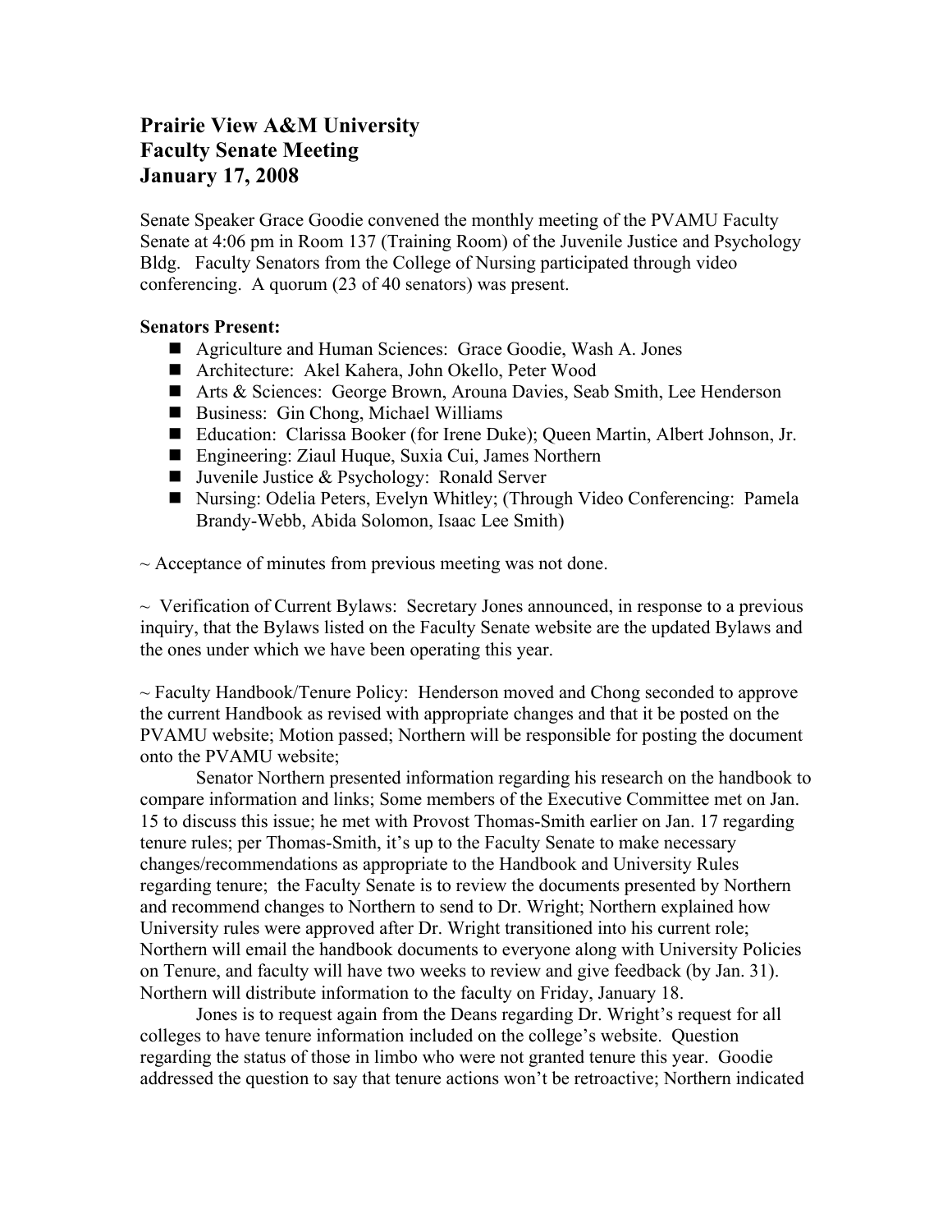**Prairie View A&M University**
**Faculty Senate Meeting**
**January 17, 2008**

Senate Speaker Grace Goodie convened the monthly meeting of the PVAMU Faculty Senate at 4:06 pm in Room 137 (Training Room) of the Juvenile Justice and Psychology Bldg. Faculty Senators from the College of Nursing participated through video conferencing. A quorum (23 of 40 senators) was present.

**Senators Present:**

- Agriculture and Human Sciences: Grace Goodie, Wash A. Jones
- Architecture: Akel Kahera, John Okello, Peter Wood
- Arts & Sciences: George Brown, Arouna Davies, Seab Smith, Lee Henderson
- Business: Gin Chong, Michael Williams
- Education: Clarissa Booker (for Irene Duke); Queen Martin, Albert Johnson, Jr.
- Engineering: Ziaul Huque, Suxia Cui, James Northern
- Juvenile Justice & Psychology: Ronald Server
- Nursing: Odelia Peters, Evelyn Whitley; (Through Video Conferencing: Pamela Brandy-Webb, Abida Solomon, Isaac Lee Smith)

~ Acceptance of minutes from previous meeting was not done.

~ Verification of Current Bylaws: Secretary Jones announced, in response to a previous inquiry, that the Bylaws listed on the Faculty Senate website are the updated Bylaws and the ones under which we have been operating this year.

~ Faculty Handbook/Tenure Policy: Henderson moved and Chong seconded to approve the current Handbook as revised with appropriate changes and that it be posted on the PVAMU website; Motion passed; Northern will be responsible for posting the document onto the PVAMU website;

Senator Northern presented information regarding his research on the handbook to compare information and links; Some members of the Executive Committee met on Jan. 15 to discuss this issue; he met with Provost Thomas-Smith earlier on Jan. 17 regarding tenure rules; per Thomas-Smith, it's up to the Faculty Senate to make necessary changes/recommendations as appropriate to the Handbook and University Rules regarding tenure; the Faculty Senate is to review the documents presented by Northern and recommend changes to Northern to send to Dr. Wright; Northern explained how University rules were approved after Dr. Wright transitioned into his current role; Northern will email the handbook documents to everyone along with University Policies on Tenure, and faculty will have two weeks to review and give feedback (by Jan. 31). Northern will distribute information to the faculty on Friday, January 18.

Jones is to request again from the Deans regarding Dr. Wright's request for all colleges to have tenure information included on the college's website. Question regarding the status of those in limbo who were not granted tenure this year. Goodie addressed the question to say that tenure actions won't be retroactive; Northern indicated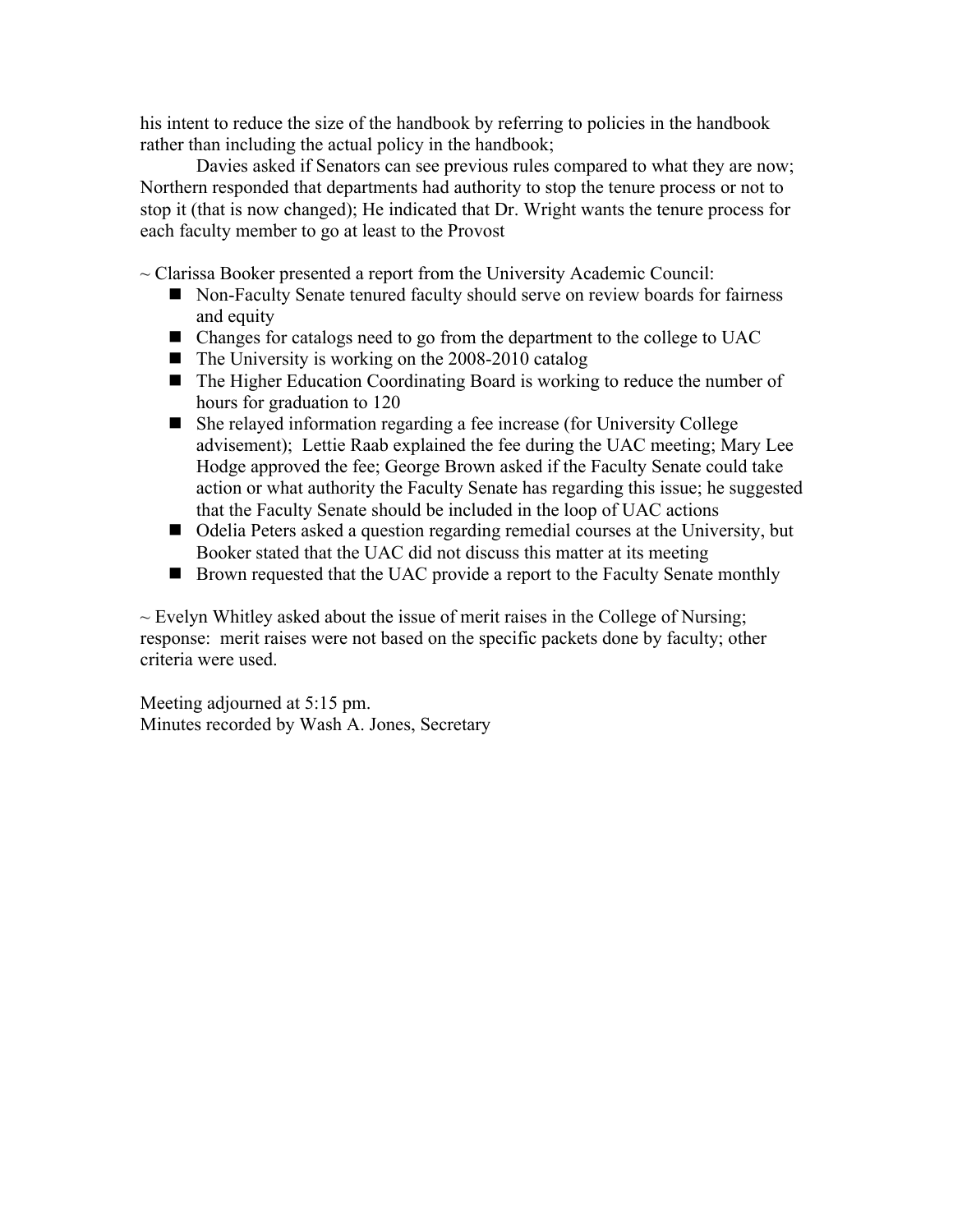his intent to reduce the size of the handbook by referring to policies in the handbook rather than including the actual policy in the handbook;

Davies asked if Senators can see previous rules compared to what they are now; Northern responded that departments had authority to stop the tenure process or not to stop it (that is now changed); He indicated that Dr. Wright wants the tenure process for each faculty member to go at least to the Provost

~ Clarissa Booker presented a report from the University Academic Council:

- Non-Faculty Senate tenured faculty should serve on review boards for fairness and equity
- Changes for catalogs need to go from the department to the college to UAC
- The University is working on the 2008-2010 catalog
- The Higher Education Coordinating Board is working to reduce the number of hours for graduation to 120
- She relayed information regarding a fee increase (for University College advisement); Lettie Raab explained the fee during the UAC meeting; Mary Lee Hodge approved the fee; George Brown asked if the Faculty Senate could take action or what authority the Faculty Senate has regarding this issue; he suggested that the Faculty Senate should be included in the loop of UAC actions
- Odelia Peters asked a question regarding remedial courses at the University, but Booker stated that the UAC did not discuss this matter at its meeting
- Brown requested that the UAC provide a report to the Faculty Senate monthly

~ Evelyn Whitley asked about the issue of merit raises in the College of Nursing; response: merit raises were not based on the specific packets done by faculty; other criteria were used.

Meeting adjourned at 5:15 pm.
Minutes recorded by Wash A. Jones, Secretary